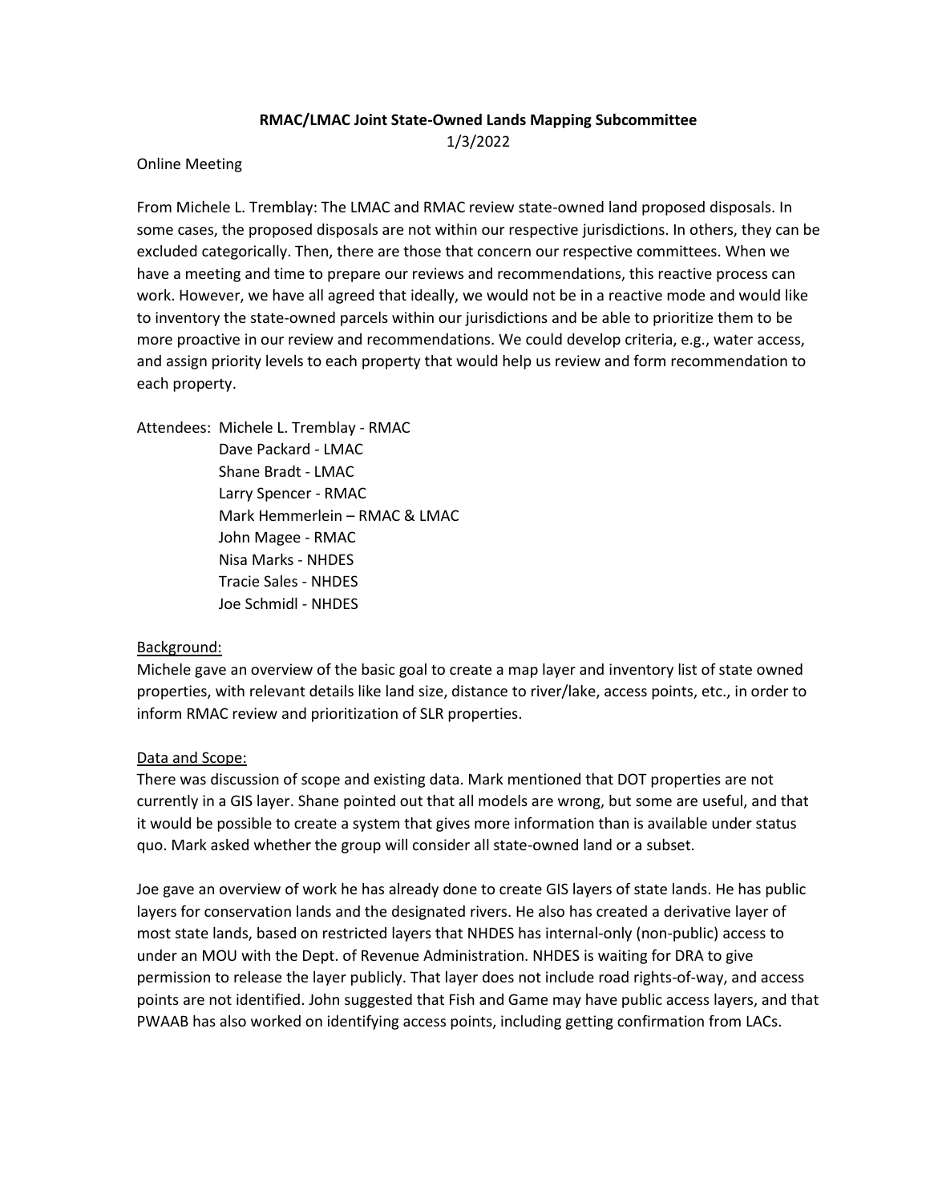**RMAC/LMAC Joint State-Owned Lands Mapping Subcommittee**

1/3/2022

Online Meeting

From Michele L. Tremblay: The LMAC and RMAC review state-owned land proposed disposals. In some cases, the proposed disposals are not within our respective jurisdictions. In others, they can be excluded categorically. Then, there are those that concern our respective committees. When we have a meeting and time to prepare our reviews and recommendations, this reactive process can work. However, we have all agreed that ideally, we would not be in a reactive mode and would like to inventory the state-owned parcels within our jurisdictions and be able to prioritize them to be more proactive in our review and recommendations. We could develop criteria, e.g., water access, and assign priority levels to each property that would help us review and form recommendation to each property.

Attendees: Michele L. Tremblay - RMAC
Dave Packard - LMAC
Shane Bradt - LMAC
Larry Spencer - RMAC
Mark Hemmerlein – RMAC & LMAC
John Magee - RMAC
Nisa Marks - NHDES
Tracie Sales - NHDES
Joe Schmidl - NHDES

Background:

Michele gave an overview of the basic goal to create a map layer and inventory list of state owned properties, with relevant details like land size, distance to river/lake, access points, etc., in order to inform RMAC review and prioritization of SLR properties.

Data and Scope:

There was discussion of scope and existing data. Mark mentioned that DOT properties are not currently in a GIS layer. Shane pointed out that all models are wrong, but some are useful, and that it would be possible to create a system that gives more information than is available under status quo. Mark asked whether the group will consider all state-owned land or a subset.

Joe gave an overview of work he has already done to create GIS layers of state lands. He has public layers for conservation lands and the designated rivers. He also has created a derivative layer of most state lands, based on restricted layers that NHDES has internal-only (non-public) access to under an MOU with the Dept. of Revenue Administration. NHDES is waiting for DRA to give permission to release the layer publicly. That layer does not include road rights-of-way, and access points are not identified. John suggested that Fish and Game may have public access layers, and that PWAAB has also worked on identifying access points, including getting confirmation from LACs.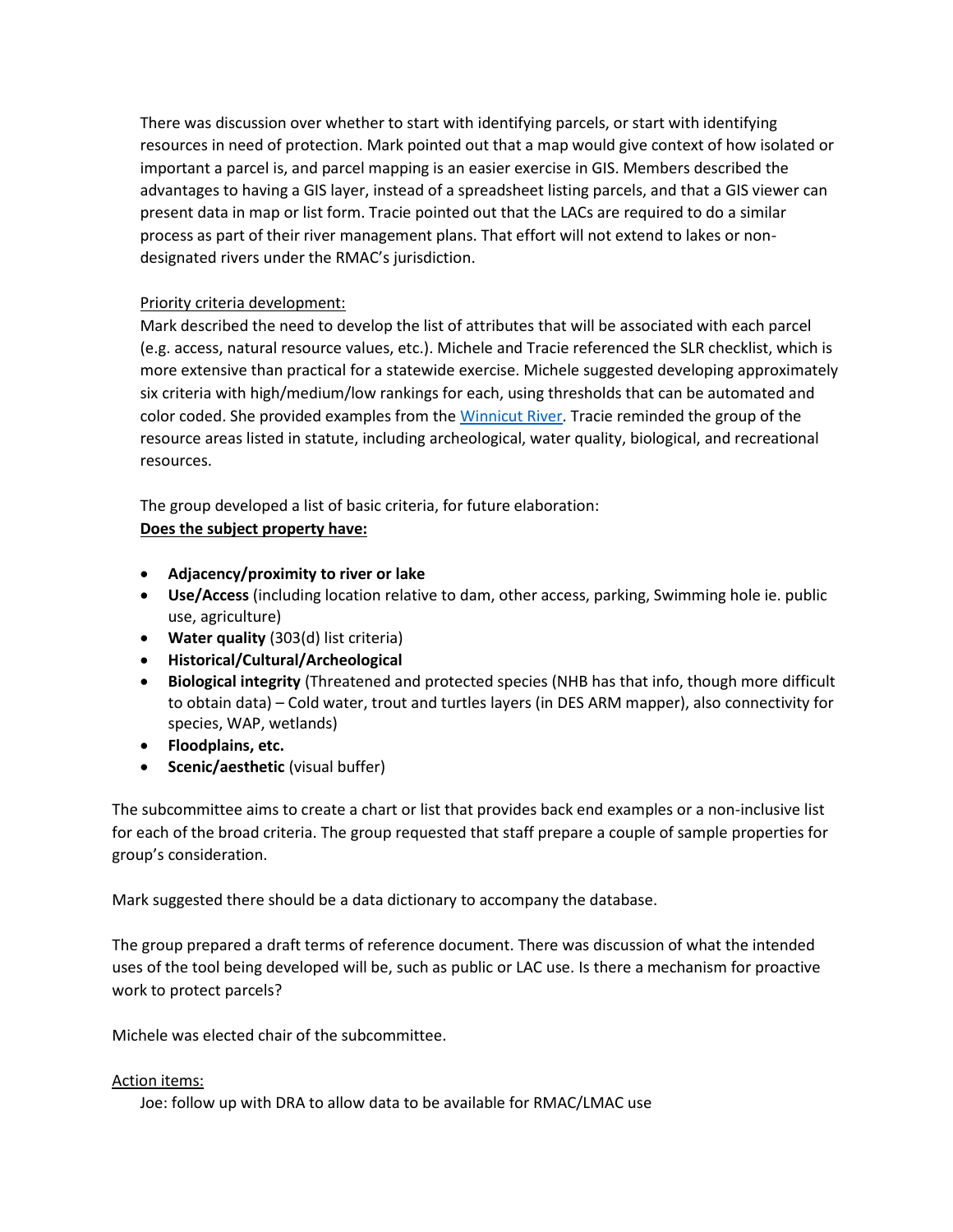There was discussion over whether to start with identifying parcels, or start with identifying resources in need of protection. Mark pointed out that a map would give context of how isolated or important a parcel is, and parcel mapping is an easier exercise in GIS. Members described the advantages to having a GIS layer, instead of a spreadsheet listing parcels, and that a GIS viewer can present data in map or list form. Tracie pointed out that the LACs are required to do a similar process as part of their river management plans. That effort will not extend to lakes or non-designated rivers under the RMAC's jurisdiction.

<u>Priority criteria development:</u>
Mark described the need to develop the list of attributes that will be associated with each parcel (e.g. access, natural resource values, etc.). Michele and Tracie referenced the SLR checklist, which is more extensive than practical for a statewide exercise. Michele suggested developing approximately six criteria with high/medium/low rankings for each, using thresholds that can be automated and color coded. She provided examples from the [Winnicut River](). Tracie reminded the group of the resource areas listed in statute, including archeological, water quality, biological, and recreational resources.

The group developed a list of basic criteria, for future elaboration:
**<u>Does the subject property have:</u>**

- **Adjacency/proximity to river or lake**
- **Use/Access** (including location relative to dam, other access, parking, Swimming hole ie. public use, agriculture)
- **Water quality** (303(d) list criteria)
- **Historical/Cultural/Archeological**
- **Biological integrity** (Threatened and protected species (NHB has that info, though more difficult to obtain data) – Cold water, trout and turtles layers (in DES ARM mapper), also connectivity for species, WAP, wetlands)
- **Floodplains, etc.**
- **Scenic/aesthetic** (visual buffer)

The subcommittee aims to create a chart or list that provides back end examples or a non-inclusive list for each of the broad criteria. The group requested that staff prepare a couple of sample properties for group's consideration.

Mark suggested there should be a data dictionary to accompany the database.

The group prepared a draft terms of reference document. There was discussion of what the intended uses of the tool being developed will be, such as public or LAC use. Is there a mechanism for proactive work to protect parcels?

Michele was elected chair of the subcommittee.

<u>Action items:</u>
Joe: follow up with DRA to allow data to be available for RMAC/LMAC use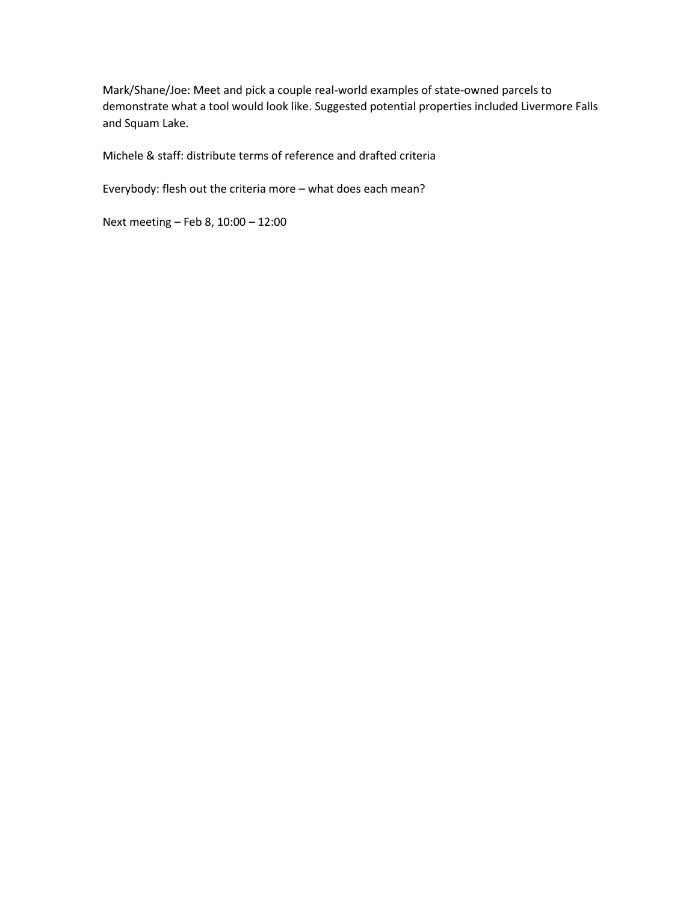Mark/Shane/Joe: Meet and pick a couple real-world examples of state-owned parcels to demonstrate what a tool would look like. Suggested potential properties included Livermore Falls and Squam Lake.

Michele & staff: distribute terms of reference and drafted criteria

Everybody: flesh out the criteria more – what does each mean?

Next meeting – Feb 8, 10:00 – 12:00